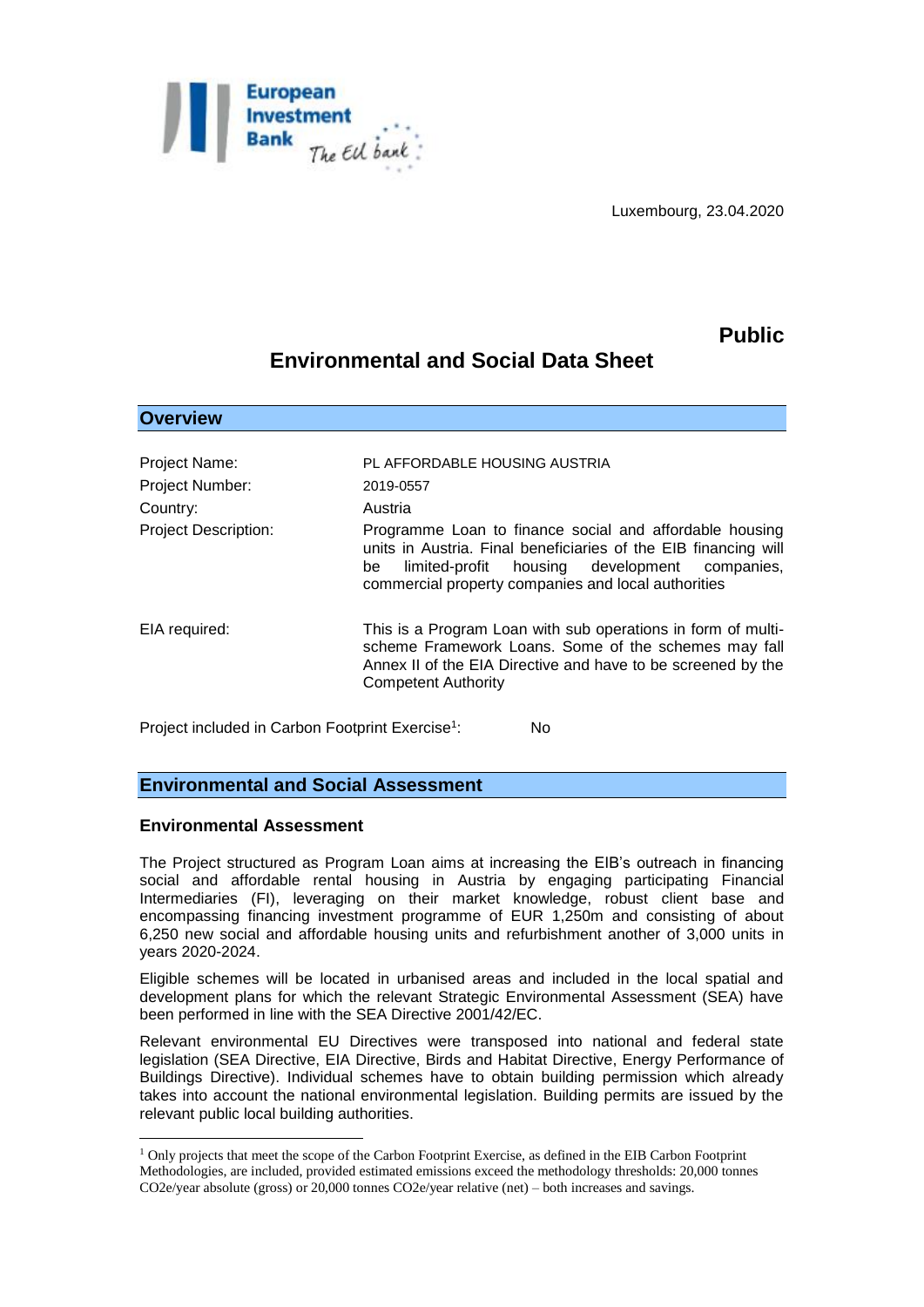Luxembourg, 23.04.2020

**Public**

# Environmental and Social Data Sheet

## Overview

| | |
|---|---|
| Project Name: | PL AFFORDABLE HOUSING AUSTRIA |
| Project Number: | 2019-0557 |
| Country: | Austria |
| Project Description: | Programme Loan to finance social and affordable housing units in Austria. Final beneficiaries of the EIB financing will be limited-profit housing development companies, commercial property companies and local authorities |
| EIA required: | This is a Program Loan with sub operations in form of multi-scheme Framework Loans. Some of the schemes may fall Annex II of the EIA Directive and have to be screened by the Competent Authority |

Project included in Carbon Footprint Exercise[1]: No

## Environmental and Social Assessment

### Environmental Assessment

The Project structured as Program Loan aims at increasing the EIB's outreach in financing social and affordable rental housing in Austria by engaging participating Financial Intermediaries (FI), leveraging on their market knowledge, robust client base and encompassing financing investment programme of EUR 1,250m and consisting of about 6,250 new social and affordable housing units and refurbishment another of 3,000 units in years 2020-2024.

Eligible schemes will be located in urbanised areas and included in the local spatial and development plans for which the relevant Strategic Environmental Assessment (SEA) have been performed in line with the SEA Directive 2001/42/EC.

Relevant environmental EU Directives were transposed into national and federal state legislation (SEA Directive, EIA Directive, Birds and Habitat Directive, Energy Performance of Buildings Directive). Individual schemes have to obtain building permission which already takes into account the national environmental legislation. Building permits are issued by the relevant public local building authorities.

[1] Only projects that meet the scope of the Carbon Footprint Exercise, as defined in the EIB Carbon Footprint Methodologies, are included, provided estimated emissions exceed the methodology thresholds: 20,000 tonnes $CO_2e$/year absolute (gross) or 20,000 tonnes $CO_2e$/year relative (net) – both increases and savings.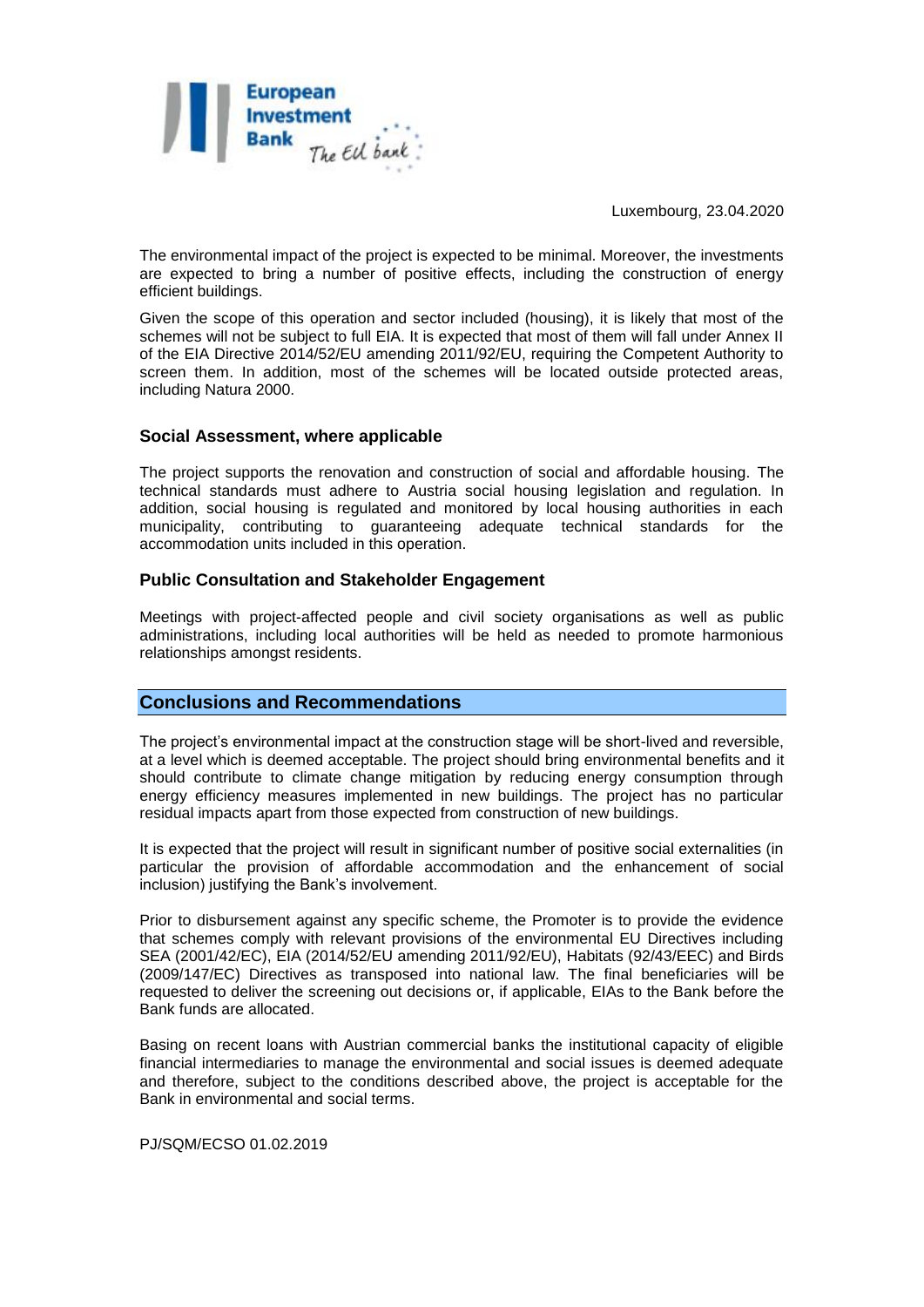Luxembourg, 23.04.2020

The environmental impact of the project is expected to be minimal. Moreover, the investments are expected to bring a number of positive effects, including the construction of energy efficient buildings.

Given the scope of this operation and sector included (housing), it is likely that most of the schemes will not be subject to full EIA. It is expected that most of them will fall under Annex II of the EIA Directive 2014/52/EU amending 2011/92/EU, requiring the Competent Authority to screen them. In addition, most of the schemes will be located outside protected areas, including Natura 2000.

### Social Assessment, where applicable

The project supports the renovation and construction of social and affordable housing. The technical standards must adhere to Austria social housing legislation and regulation. In addition, social housing is regulated and monitored by local housing authorities in each municipality, contributing to guaranteeing adequate technical standards for the accommodation units included in this operation.

### Public Consultation and Stakeholder Engagement

Meetings with project-affected people and civil society organisations as well as public administrations, including local authorities will be held as needed to promote harmonious relationships amongst residents.

## Conclusions and Recommendations

The project's environmental impact at the construction stage will be short-lived and reversible, at a level which is deemed acceptable. The project should bring environmental benefits and it should contribute to climate change mitigation by reducing energy consumption through energy efficiency measures implemented in new buildings. The project has no particular residual impacts apart from those expected from construction of new buildings.

It is expected that the project will result in significant number of positive social externalities (in particular the provision of affordable accommodation and the enhancement of social inclusion) justifying the Bank's involvement.

Prior to disbursement against any specific scheme, the Promoter is to provide the evidence that schemes comply with relevant provisions of the environmental EU Directives including SEA (2001/42/EC), EIA (2014/52/EU amending 2011/92/EU), Habitats (92/43/EEC) and Birds (2009/147/EC) Directives as transposed into national law. The final beneficiaries will be requested to deliver the screening out decisions or, if applicable, EIAs to the Bank before the Bank funds are allocated.

Basing on recent loans with Austrian commercial banks the institutional capacity of eligible financial intermediaries to manage the environmental and social issues is deemed adequate and therefore, subject to the conditions described above, the project is acceptable for the Bank in environmental and social terms.

PJ/SQM/ECSO 01.02.2019